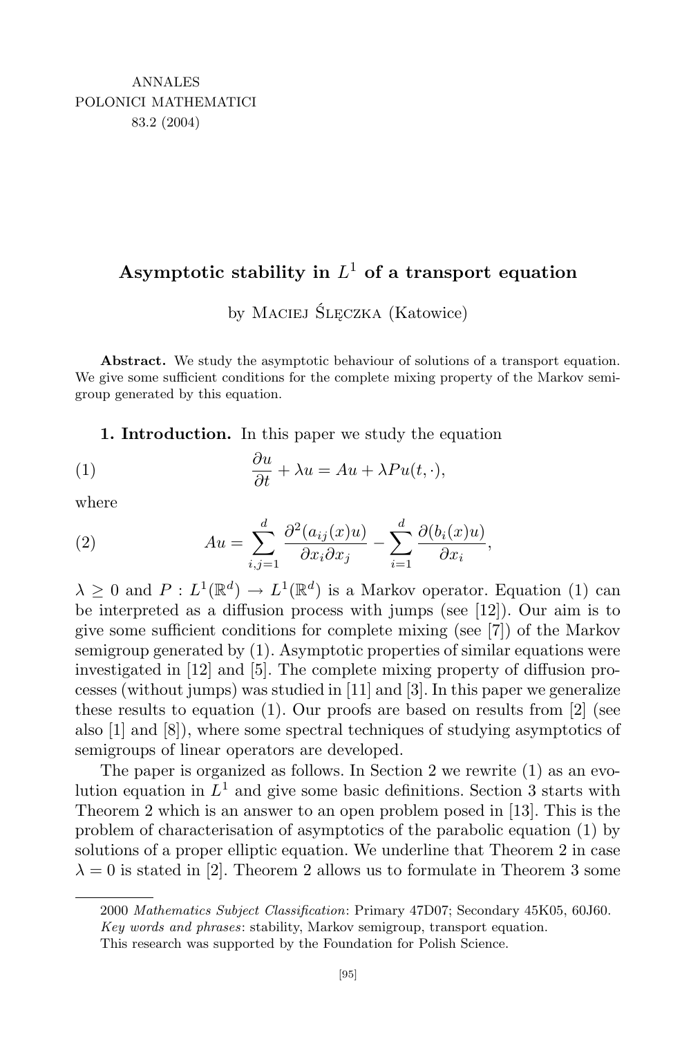ANNALES
POLONICI MATHEMATICI
83.2 (2004)

# Asymptotic stability in $L^1$ of a transport equation

by Maciej Ślęczka (Katowice)

**Abstract.** We study the asymptotic behaviour of solutions of a transport equation. We give some sufficient conditions for the complete mixing property of the Markov semigroup generated by this equation.

**1. Introduction.** In this paper we study the equation

$$\frac{\partial u}{\partial t} + \lambda u = Au + \lambda Pu(t, \cdot), \tag{1}$$

where

$$Au = \sum_{i,j=1}^{d} \frac{\partial^2 (a_{ij}(x)u)}{\partial x_i \partial x_j} - \sum_{i=1}^{d} \frac{\partial (b_i(x)u)}{\partial x_i}, \tag{2}$$

$\lambda \geq 0$ and $P : L^1(\mathbb{R}^d) \to L^1(\mathbb{R}^d)$ is a Markov operator. Equation (1) can be interpreted as a diffusion process with jumps (see [12]). Our aim is to give some sufficient conditions for complete mixing (see [7]) of the Markov semigroup generated by (1). Asymptotic properties of similar equations were investigated in [12] and [5]. The complete mixing property of diffusion processes (without jumps) was studied in [11] and [3]. In this paper we generalize these results to equation (1). Our proofs are based on results from [2] (see also [1] and [8]), where some spectral techniques of studying asymptotics of semigroups of linear operators are developed.

The paper is organized as follows. In Section 2 we rewrite (1) as an evolution equation in $L^1$ and give some basic definitions. Section 3 starts with Theorem 2 which is an answer to an open problem posed in [13]. This is the problem of characterisation of asymptotics of the parabolic equation (1) by solutions of a proper elliptic equation. We underline that Theorem 2 in case $\lambda = 0$ is stated in [2]. Theorem 2 allows us to formulate in Theorem 3 some

---

2000 *Mathematics Subject Classification*: Primary 47D07; Secondary 45K05, 60J60.

*Key words and phrases*: stability, Markov semigroup, transport equation.

This research was supported by the Foundation for Polish Science.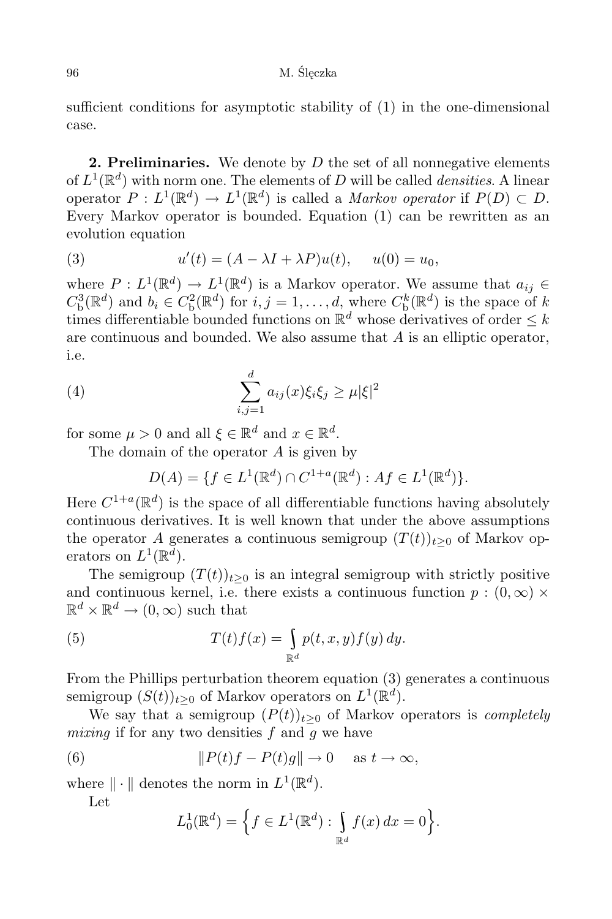sufficient conditions for asymptotic stability of (1) in the one-dimensional case.

**2. Preliminaries.** We denote by $D$ the set of all nonnegative elements of $L^1(\mathbb{R}^d)$ with norm one. The elements of $D$ will be called *densities*. A linear operator $P : L^1(\mathbb{R}^d) \to L^1(\mathbb{R}^d)$ is called a *Markov operator* if $P(D) \subset D$. Every Markov operator is bounded. Equation (1) can be rewritten as an evolution equation

$$u'(t) = (A - \lambda I + \lambda P)u(t), \qquad u(0) = u_0, \tag{3}$$

where $P : L^1(\mathbb{R}^d) \to L^1(\mathbb{R}^d)$ is a Markov operator. We assume that $a_{ij} \in C^3_{\mathrm{b}}(\mathbb{R}^d)$ and $b_i \in C^2_{\mathrm{b}}(\mathbb{R}^d)$ for $i, j = 1, \ldots, d$, where $C^k_{\mathrm{b}}(\mathbb{R}^d)$ is the space of $k$ times differentiable bounded functions on $\mathbb{R}^d$ whose derivatives of order $\le k$ are continuous and bounded. We also assume that $A$ is an elliptic operator, i.e.

$$\sum_{i,j=1}^{d} a_{ij}(x)\xi_i\xi_j \ge \mu|\xi|^2 \tag{4}$$

for some $\mu > 0$ and all $\xi \in \mathbb{R}^d$ and $x \in \mathbb{R}^d$.

The domain of the operator $A$ is given by

$$D(A) = \{f \in L^1(\mathbb{R}^d) \cap C^{1+a}(\mathbb{R}^d) : Af \in L^1(\mathbb{R}^d)\}.$$

Here $C^{1+a}(\mathbb{R}^d)$ is the space of all differentiable functions having absolutely continuous derivatives. It is well known that under the above assumptions the operator $A$ generates a continuous semigroup $(T(t))_{t\ge 0}$ of Markov operators on $L^1(\mathbb{R}^d)$.

The semigroup $(T(t))_{t\ge 0}$ is an integral semigroup with strictly positive and continuous kernel, i.e. there exists a continuous function $p : (0,\infty) \times \mathbb{R}^d \times \mathbb{R}^d \to (0,\infty)$ such that

$$T(t)f(x) = \int_{\mathbb{R}^d} p(t, x, y)f(y)\, dy. \tag{5}$$

From the Phillips perturbation theorem equation (3) generates a continuous semigroup $(S(t))_{t\ge 0}$ of Markov operators on $L^1(\mathbb{R}^d)$.

We say that a semigroup $(P(t))_{t\ge 0}$ of Markov operators is *completely mixing* if for any two densities $f$ and $g$ we have

$$\|P(t)f - P(t)g\| \to 0 \quad \text{as } t \to \infty, \tag{6}$$

where $\|\cdot\|$ denotes the norm in $L^1(\mathbb{R}^d)$.

Let

$$L^1_0(\mathbb{R}^d) = \Big\{f \in L^1(\mathbb{R}^d) : \int_{\mathbb{R}^d} f(x)\, dx = 0\Big\}.$$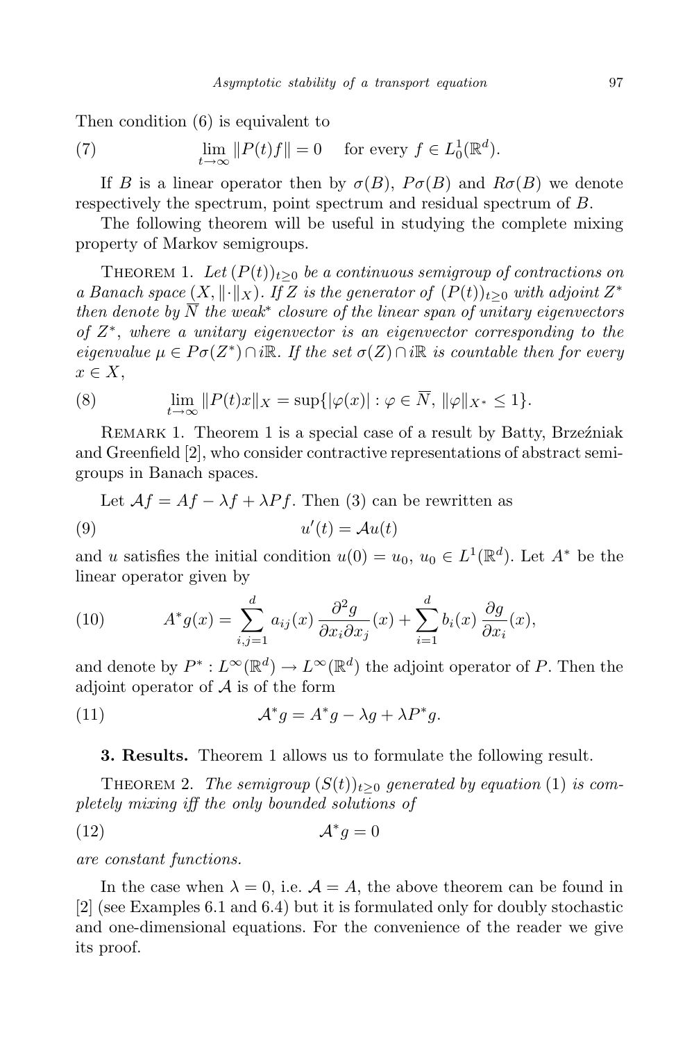Then condition (6) is equivalent to

$$\lim_{t\to\infty} \|P(t)f\| = 0 \quad \text{for every } f \in L^1_0(\mathbb{R}^d). \tag{7}$$

If $B$ is a linear operator then by $\sigma(B)$, $P\sigma(B)$ and $R\sigma(B)$ we denote respectively the spectrum, point spectrum and residual spectrum of $B$.

The following theorem will be useful in studying the complete mixing property of Markov semigroups.

THEOREM 1. *Let $(P(t))_{t\ge 0}$ be a continuous semigroup of contractions on a Banach space $(X, \|\cdot\|_X)$. If $Z$ is the generator of $(P(t))_{t\ge 0}$ with adjoint $Z^*$ then denote by $\overline{N}$ the weak\* closure of the linear span of unitary eigenvectors of $Z^*$, where a unitary eigenvector is an eigenvector corresponding to the eigenvalue $\mu \in P\sigma(Z^*) \cap i\mathbb{R}$. If the set $\sigma(Z) \cap i\mathbb{R}$ is countable then for every $x \in X$,*

$$\lim_{t\to\infty} \|P(t)x\|_X = \sup\{|\varphi(x)| : \varphi \in \overline{N},\ \|\varphi\|_{X^*} \le 1\}. \tag{8}$$

REMARK 1. Theorem 1 is a special case of a result by Batty, Brzeźniak and Greenfield [2], who consider contractive representations of abstract semigroups in Banach spaces.

Let $\mathcal{A}f = Af - \lambda f + \lambda P f$. Then (3) can be rewritten as

$$u'(t) = \mathcal{A}u(t) \tag{9}$$

and $u$ satisfies the initial condition $u(0) = u_0$, $u_0 \in L^1(\mathbb{R}^d)$. Let $A^*$ be the linear operator given by

$$A^* g(x) = \sum_{i,j=1}^{d} a_{ij}(x)\, \frac{\partial^2 g}{\partial x_i \partial x_j}(x) + \sum_{i=1}^{d} b_i(x)\, \frac{\partial g}{\partial x_i}(x), \tag{10}$$

and denote by $P^* : L^\infty(\mathbb{R}^d) \to L^\infty(\mathbb{R}^d)$ the adjoint operator of $P$. Then the adjoint operator of $\mathcal{A}$ is of the form

$$\mathcal{A}^* g = A^* g - \lambda g + \lambda P^* g. \tag{11}$$

**3. Results.** Theorem 1 allows us to formulate the following result.

THEOREM 2. *The semigroup $(S(t))_{t\ge 0}$ generated by equation* (1) *is completely mixing iff the only bounded solutions of*

$$\mathcal{A}^* g = 0 \tag{12}$$

*are constant functions.*

In the case when $\lambda = 0$, i.e. $\mathcal{A} = A$, the above theorem can be found in [2] (see Examples 6.1 and 6.4) but it is formulated only for doubly stochastic and one-dimensional equations. For the convenience of the reader we give its proof.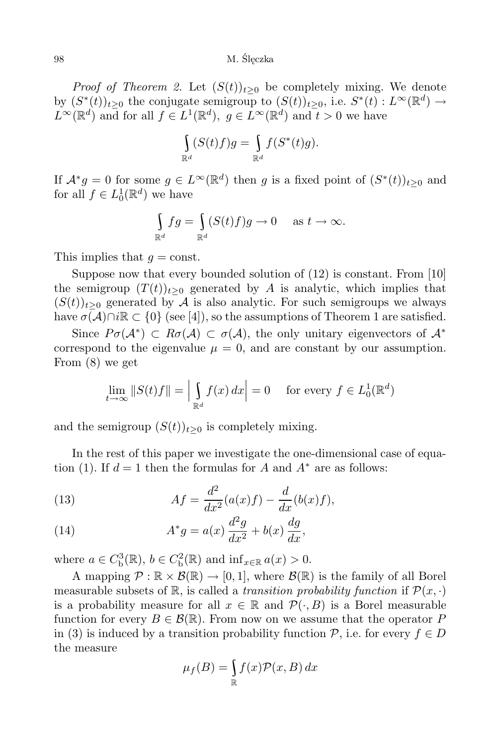*Proof of Theorem 2.* Let $(S(t))_{t\ge 0}$ be completely mixing. We denote by $(S^*(t))_{t\ge 0}$ the conjugate semigroup to $(S(t))_{t\ge 0}$, i.e. $S^*(t) : L^\infty(\mathbb{R}^d) \to L^\infty(\mathbb{R}^d)$ and for all $f \in L^1(\mathbb{R}^d)$, $g \in L^\infty(\mathbb{R}^d)$ and $t > 0$ we have

$$\int_{\mathbb{R}^d} (S(t)f)g = \int_{\mathbb{R}^d} f(S^*(t)g).$$

If $\mathcal{A}^* g = 0$ for some $g \in L^\infty(\mathbb{R}^d)$ then $g$ is a fixed point of $(S^*(t))_{t\ge 0}$ and for all $f \in L^1_0(\mathbb{R}^d)$ we have

$$\int_{\mathbb{R}^d} fg = \int_{\mathbb{R}^d} (S(t)f)g \to 0 \quad \text{ as } t \to \infty.$$

This implies that $g = \text{const}$.

Suppose now that every bounded solution of (12) is constant. From [10] the semigroup $(T(t))_{t\ge 0}$ generated by $A$ is analytic, which implies that $(S(t))_{t\ge 0}$ generated by $\mathcal{A}$ is also analytic. For such semigroups we always have $\sigma(\mathcal{A}) \cap i\mathbb{R} \subset \{0\}$ (see [4]), so the assumptions of Theorem 1 are satisfied.

Since $P\sigma(\mathcal{A}^*) \subset R\sigma(\mathcal{A}) \subset \sigma(\mathcal{A})$, the only unitary eigenvectors of $\mathcal{A}^*$ correspond to the eigenvalue $\mu = 0$, and are constant by our assumption. From (8) we get

$$\lim_{t\to\infty} \|S(t)f\| = \Big| \int_{\mathbb{R}^d} f(x)\, dx \Big| = 0 \quad \text{ for every } f \in L^1_0(\mathbb{R}^d)$$

and the semigroup $(S(t))_{t\ge 0}$ is completely mixing.

In the rest of this paper we investigate the one-dimensional case of equation (1). If $d = 1$ then the formulas for $A$ and $A^*$ are as follows:

$$Af = \frac{d^2}{dx^2}(a(x)f) - \frac{d}{dx}(b(x)f), \tag{13}$$

$$A^* g = a(x)\,\frac{d^2 g}{dx^2} + b(x)\,\frac{dg}{dx}, \tag{14}$$

where $a \in C^3_{\mathrm{b}}(\mathbb{R})$, $b \in C^2_{\mathrm{b}}(\mathbb{R})$ and $\inf_{x\in\mathbb{R}} a(x) > 0$.

A mapping $\mathcal{P} : \mathbb{R} \times \mathcal{B}(\mathbb{R}) \to [0, 1]$, where $\mathcal{B}(\mathbb{R})$ is the family of all Borel measurable subsets of $\mathbb{R}$, is called a *transition probability function* if $\mathcal{P}(x, \cdot)$ is a probability measure for all $x \in \mathbb{R}$ and $\mathcal{P}(\cdot, B)$ is a Borel measurable function for every $B \in \mathcal{B}(\mathbb{R})$. From now on we assume that the operator $P$ in (3) is induced by a transition probability function $\mathcal{P}$, i.e. for every $f \in D$ the measure

$$\mu_f(B) = \int_{\mathbb{R}} f(x)\mathcal{P}(x, B)\, dx$$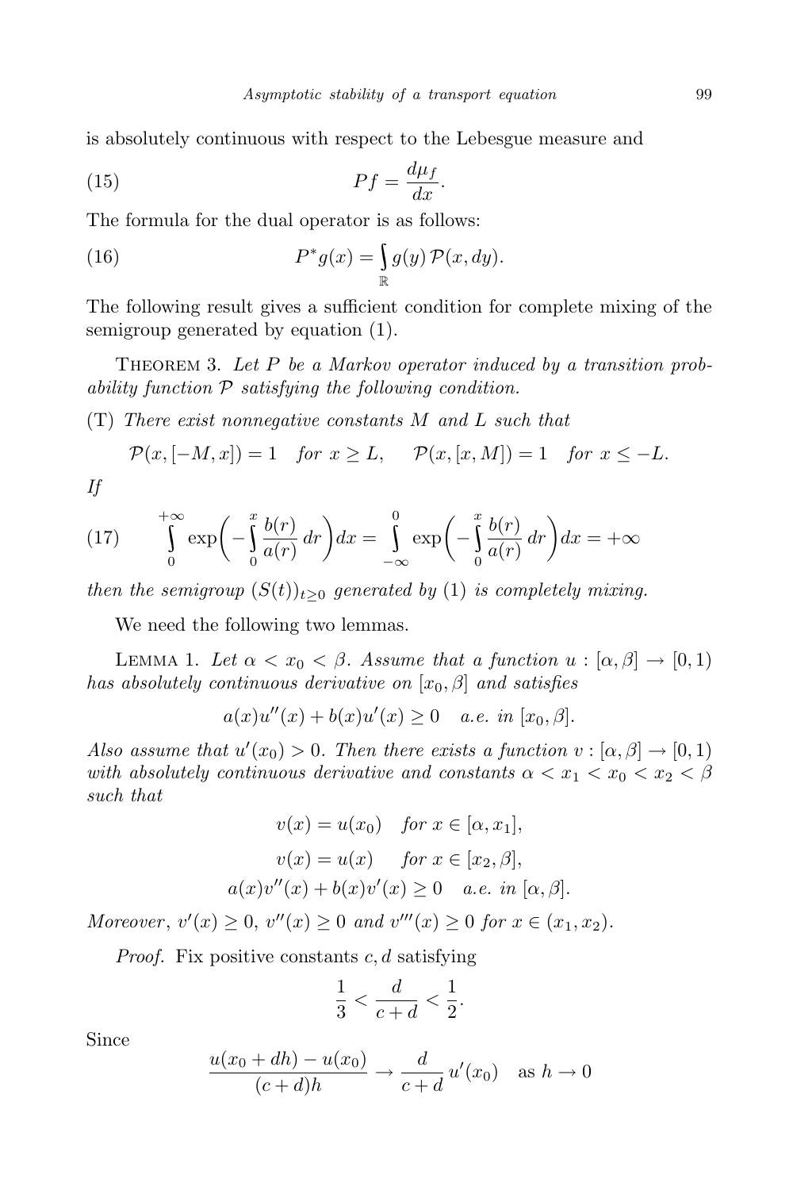is absolutely continuous with respect to the Lebesgue measure and

$$Pf = \frac{d\mu_f}{dx}. \tag{15}$$

The formula for the dual operator is as follows:

$$P^* g(x) = \int_{\mathbb{R}} g(y)\, \mathcal{P}(x, dy). \tag{16}$$

The following result gives a sufficient condition for complete mixing of the semigroup generated by equation (1).

Theorem 3. *Let $P$ be a Markov operator induced by a transition probability function $\mathcal{P}$ satisfying the following condition.*

(T) *There exist nonnegative constants $M$ and $L$ such that*

$$\mathcal{P}(x, [-M, x]) = 1 \quad \text{for } x \geq L, \qquad \mathcal{P}(x, [x, M]) = 1 \quad \text{for } x \leq -L.$$

*If*

$$\int_0^{+\infty} \exp\biggl(-\int_0^x \frac{b(r)}{a(r)}\, dr\biggr) dx = \int_{-\infty}^0 \exp\biggl(-\int_0^x \frac{b(r)}{a(r)}\, dr\biggr) dx = +\infty \tag{17}$$

*then the semigroup $(S(t))_{t\geq 0}$ generated by* (1) *is completely mixing.*

We need the following two lemmas.

Lemma 1. *Let $\alpha < x_0 < \beta$. Assume that a function $u : [\alpha, \beta] \to [0, 1)$ has absolutely continuous derivative on $[x_0, \beta]$ and satisfies*

$$a(x)u''(x) + b(x)u'(x) \geq 0 \quad \text{a.e. in } [x_0, \beta].$$

*Also assume that $u'(x_0) > 0$. Then there exists a function $v : [\alpha, \beta] \to [0, 1)$ with absolutely continuous derivative and constants $\alpha < x_1 < x_0 < x_2 < \beta$ such that*

$$v(x) = u(x_0) \quad \text{for } x \in [\alpha, x_1],$$

$$v(x) = u(x) \quad \text{for } x \in [x_2, \beta],$$

$$a(x)v''(x) + b(x)v'(x) \geq 0 \quad \text{a.e. in } [\alpha, \beta].$$

*Moreover*, $v'(x) \geq 0$, $v''(x) \geq 0$ *and* $v'''(x) \geq 0$ *for* $x \in (x_1, x_2)$.

*Proof.* Fix positive constants $c, d$ satisfying

$$\frac{1}{3} < \frac{d}{c+d} < \frac{1}{2}.$$

Since

$$\frac{u(x_0 + dh) - u(x_0)}{(c+d)h} \to \frac{d}{c+d}\, u'(x_0) \quad \text{as } h \to 0$$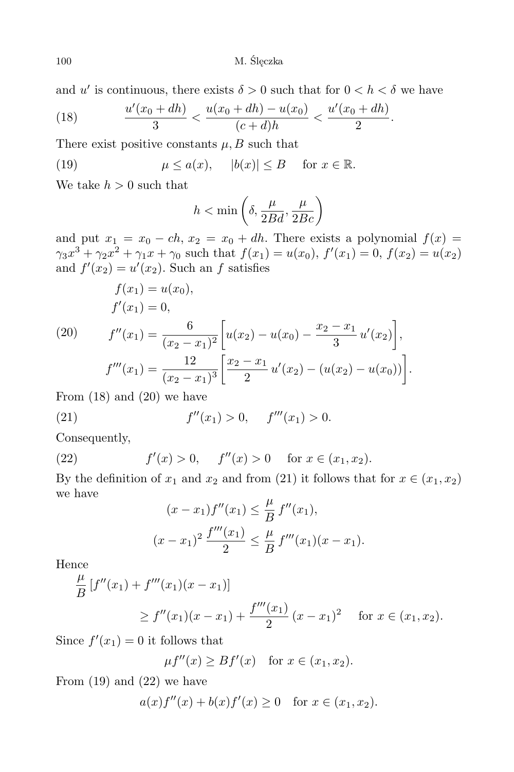and $u'$ is continuous, there exists $\delta > 0$ such that for $0 < h < \delta$ we have

$$\frac{u'(x_0 + dh)}{3} < \frac{u(x_0 + dh) - u(x_0)}{(c + d)h} < \frac{u'(x_0 + dh)}{2}. \tag{18}$$

There exist positive constants $\mu, B$ such that

$$\mu \le a(x), \quad |b(x)| \le B \quad \text{for } x \in \mathbb{R}. \tag{19}$$

We take $h > 0$ such that

$$h < \min\left(\delta, \frac{\mu}{2Bd}, \frac{\mu}{2Bc}\right)$$

and put $x_1 = x_0 - ch$, $x_2 = x_0 + dh$. There exists a polynomial $f(x) = \gamma_3 x^3 + \gamma_2 x^2 + \gamma_1 x + \gamma_0$ such that $f(x_1) = u(x_0)$, $f'(x_1) = 0$, $f(x_2) = u(x_2)$ and $f'(x_2) = u'(x_2)$. Such an $f$ satisfies

$$\begin{aligned}
&f(x_1) = u(x_0),\\
&f'(x_1) = 0,\\
&f''(x_1) = \frac{6}{(x_2 - x_1)^2}\left[u(x_2) - u(x_0) - \frac{x_2 - x_1}{3}\, u'(x_2)\right],\\
&f'''(x_1) = \frac{12}{(x_2 - x_1)^3}\left[\frac{x_2 - x_1}{2}\, u'(x_2) - (u(x_2) - u(x_0))\right].
\end{aligned} \tag{20}$$

From (18) and (20) we have

$$f''(x_1) > 0, \quad f'''(x_1) > 0. \tag{21}$$

Consequently,

$$f'(x) > 0, \quad f''(x) > 0 \quad \text{for } x \in (x_1, x_2). \tag{22}$$

By the definition of $x_1$ and $x_2$ and from (21) it follows that for $x \in (x_1, x_2)$ we have

$$\begin{aligned}
(x - x_1) f''(x_1) &\le \frac{\mu}{B}\, f''(x_1),\\
(x - x_1)^2\, \frac{f'''(x_1)}{2} &\le \frac{\mu}{B}\, f'''(x_1)(x - x_1).
\end{aligned}$$

Hence

$$\frac{\mu}{B}\,[f''(x_1) + f'''(x_1)(x - x_1)] \ge f''(x_1)(x - x_1) + \frac{f'''(x_1)}{2}\,(x - x_1)^2 \quad \text{for } x \in (x_1, x_2).$$

Since $f'(x_1) = 0$ it follows that

$$\mu f''(x) \ge B f'(x) \quad \text{for } x \in (x_1, x_2).$$

From (19) and (22) we have

$$a(x) f''(x) + b(x) f'(x) \ge 0 \quad \text{for } x \in (x_1, x_2).$$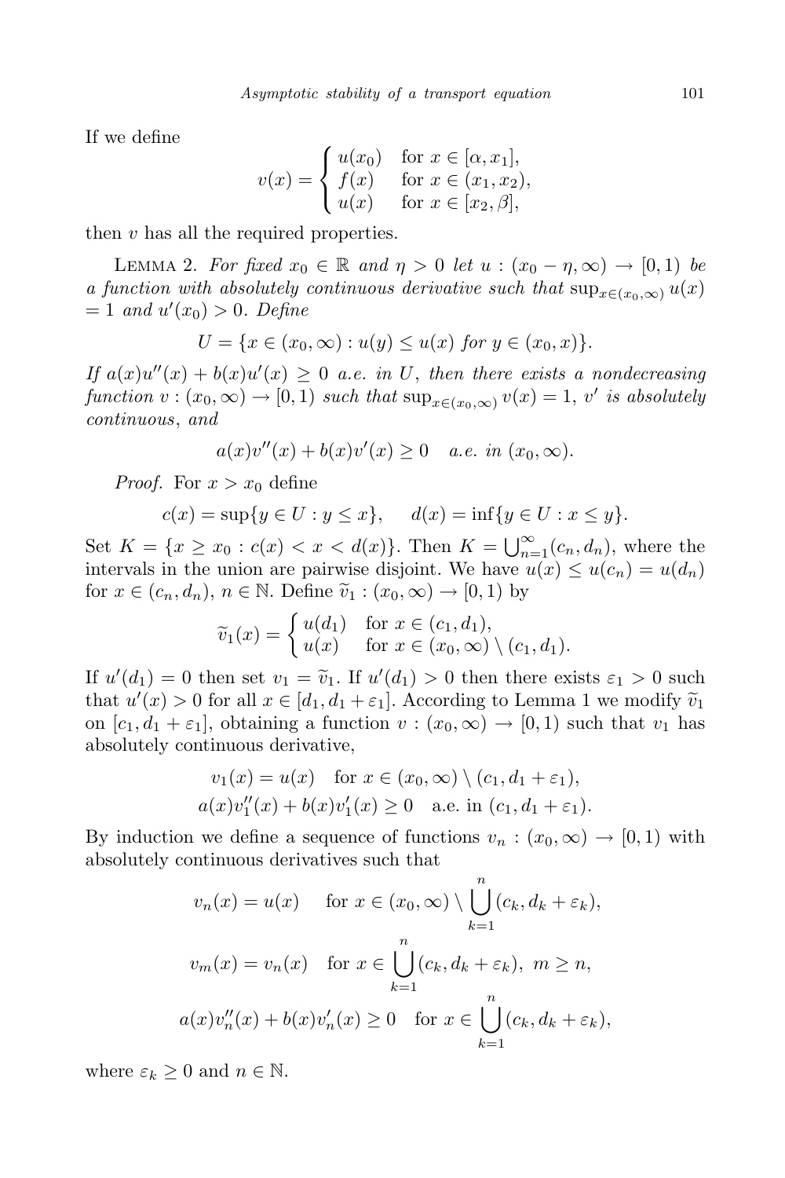If we define

$$v(x) = \begin{cases} u(x_0) & \text{for } x \in [\alpha, x_1], \\ f(x) & \text{for } x \in (x_1, x_2), \\ u(x) & \text{for } x \in [x_2, \beta], \end{cases}$$

then $v$ has all the required properties.

Lemma 2. *For fixed $x_0 \in \mathbb{R}$ and $\eta > 0$ let $u : (x_0 - \eta, \infty) \to [0, 1)$ be a function with absolutely continuous derivative such that $\sup_{x \in (x_0, \infty)} u(x) = 1$ and $u'(x_0) > 0$. Define*

$$U = \{x \in (x_0, \infty) : u(y) \leq u(x) \text{ for } y \in (x_0, x)\}.$$

*If $a(x)u''(x) + b(x)u'(x) \geq 0$ a.e. in $U$, then there exists a nondecreasing function $v : (x_0, \infty) \to [0, 1)$ such that $\sup_{x \in (x_0, \infty)} v(x) = 1$, $v'$ is absolutely continuous, and*

$$a(x)v''(x) + b(x)v'(x) \geq 0 \quad \textit{a.e. in } (x_0, \infty).$$

*Proof.* For $x > x_0$ define

$$c(x) = \sup\{y \in U : y \leq x\}, \qquad d(x) = \inf\{y \in U : x \leq y\}.$$

Set $K = \{x \geq x_0 : c(x) < x < d(x)\}$. Then $K = \bigcup_{n=1}^{\infty} (c_n, d_n)$, where the intervals in the union are pairwise disjoint. We have $u(x) \leq u(c_n) = u(d_n)$ for $x \in (c_n, d_n)$, $n \in \mathbb{N}$. Define $\widetilde{v}_1 : (x_0, \infty) \to [0, 1)$ by

$$\widetilde{v}_1(x) = \begin{cases} u(d_1) & \text{for } x \in (c_1, d_1), \\ u(x) & \text{for } x \in (x_0, \infty) \setminus (c_1, d_1). \end{cases}$$

If $u'(d_1) = 0$ then set $v_1 = \widetilde{v}_1$. If $u'(d_1) > 0$ then there exists $\varepsilon_1 > 0$ such that $u'(x) > 0$ for all $x \in [d_1, d_1 + \varepsilon_1]$. According to Lemma 1 we modify $\widetilde{v}_1$ on $[c_1, d_1 + \varepsilon_1]$, obtaining a function $v : (x_0, \infty) \to [0, 1)$ such that $v_1$ has absolutely continuous derivative,

$$v_1(x) = u(x) \quad \text{for } x \in (x_0, \infty) \setminus (c_1, d_1 + \varepsilon_1),$$
$$a(x)v_1''(x) + b(x)v_1'(x) \geq 0 \quad \text{a.e. in } (c_1, d_1 + \varepsilon_1).$$

By induction we define a sequence of functions $v_n : (x_0, \infty) \to [0, 1)$ with absolutely continuous derivatives such that

$$v_n(x) = u(x) \quad \text{ for } x \in (x_0, \infty) \setminus \bigcup_{k=1}^{n} (c_k, d_k + \varepsilon_k),$$

$$v_m(x) = v_n(x) \quad \text{for } x \in \bigcup_{k=1}^{n} (c_k, d_k + \varepsilon_k),\ m \geq n,$$

$$a(x)v_n''(x) + b(x)v_n'(x) \geq 0 \quad \text{for } x \in \bigcup_{k=1}^{n} (c_k, d_k + \varepsilon_k),$$

where $\varepsilon_k \geq 0$ and $n \in \mathbb{N}$.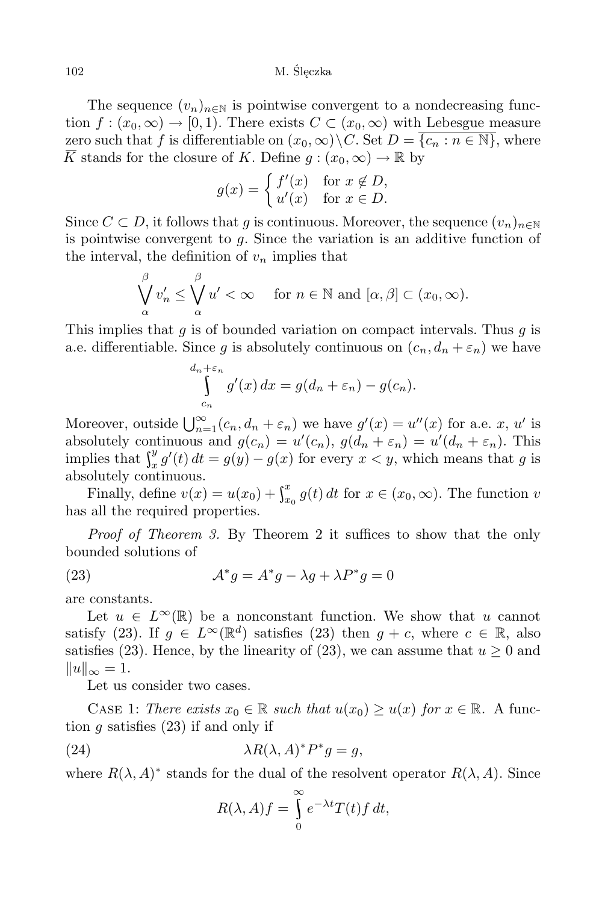The sequence $(v_n)_{n\in\mathbb{N}}$ is pointwise convergent to a nondecreasing function $f : (x_0, \infty) \to [0, 1)$. There exists $C \subset (x_0, \infty)$ with Lebesgue measure zero such that $f$ is differentiable on $(x_0, \infty)\setminus C$. Set $D = \overline{\{c_n : n \in \mathbb{N}\}}$, where $\overline{K}$ stands for the closure of $K$. Define $g : (x_0, \infty) \to \mathbb{R}$ by

$$g(x) = \begin{cases} f'(x) & \text{for } x \notin D, \\ u'(x) & \text{for } x \in D. \end{cases}$$

Since $C \subset D$, it follows that $g$ is continuous. Moreover, the sequence $(v_n)_{n\in\mathbb{N}}$ is pointwise convergent to $g$. Since the variation is an additive function of the interval, the definition of $v_n$ implies that

$$\bigvee_{\alpha}^{\beta} v_n' \le \bigvee_{\alpha}^{\beta} u' < \infty \quad \text{ for } n \in \mathbb{N} \text{ and } [\alpha, \beta] \subset (x_0, \infty).$$

This implies that $g$ is of bounded variation on compact intervals. Thus $g$ is a.e. differentiable. Since $g$ is absolutely continuous on $(c_n, d_n + \varepsilon_n)$ we have

$$\int_{c_n}^{d_n+\varepsilon_n} g'(x)\, dx = g(d_n + \varepsilon_n) - g(c_n).$$

Moreover, outside $\bigcup_{n=1}^{\infty}(c_n, d_n + \varepsilon_n)$ we have $g'(x) = u''(x)$ for a.e. $x$, $u'$ is absolutely continuous and $g(c_n) = u'(c_n)$, $g(d_n + \varepsilon_n) = u'(d_n + \varepsilon_n)$. This implies that $\int_x^y g'(t)\, dt = g(y) - g(x)$ for every $x < y$, which means that $g$ is absolutely continuous.

Finally, define $v(x) = u(x_0) + \int_{x_0}^{x} g(t)\, dt$ for $x \in (x_0, \infty)$. The function $v$ has all the required properties.

*Proof of Theorem 3.* By Theorem 2 it suffices to show that the only bounded solutions of

$$\mathcal{A}^* g = A^* g - \lambda g + \lambda P^* g = 0 \tag{23}$$

are constants.

Let $u \in L^\infty(\mathbb{R})$ be a nonconstant function. We show that $u$ cannot satisfy (23). If $g \in L^\infty(\mathbb{R}^d)$ satisfies (23) then $g + c$, where $c \in \mathbb{R}$, also satisfies (23). Hence, by the linearity of (23), we can assume that $u \ge 0$ and $\|u\|_\infty = 1$.

Let us consider two cases.

Case 1: *There exists $x_0 \in \mathbb{R}$ such that $u(x_0) \ge u(x)$ for $x \in \mathbb{R}$.* A function $g$ satisfies (23) if and only if

$$\lambda R(\lambda, A)^* P^* g = g, \tag{24}$$

where $R(\lambda, A)^*$ stands for the dual of the resolvent operator $R(\lambda, A)$. Since

$$R(\lambda, A) f = \int_0^\infty e^{-\lambda t} T(t) f\, dt,$$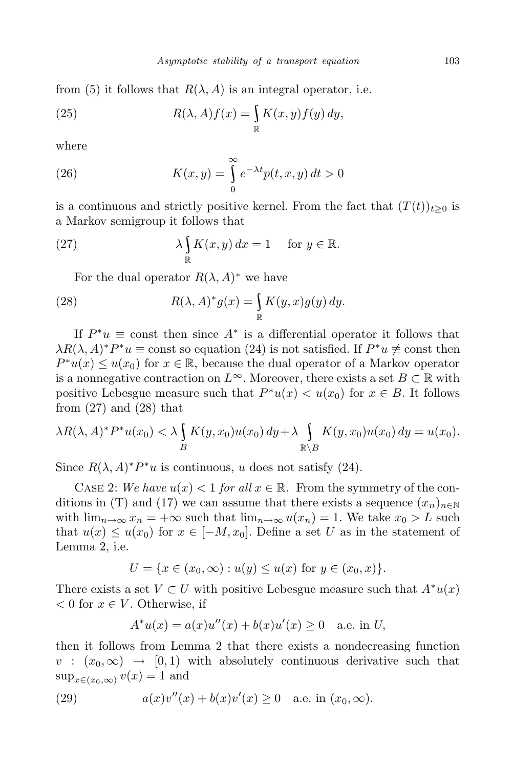from (5) it follows that $R(\lambda, A)$ is an integral operator, i.e.

$$R(\lambda, A)f(x) = \int_{\mathbb{R}} K(x, y)f(y)\, dy, \tag{25}$$

where

$$K(x, y) = \int_0^\infty e^{-\lambda t} p(t, x, y)\, dt > 0 \tag{26}$$

is a continuous and strictly positive kernel. From the fact that $(T(t))_{t\ge 0}$ is a Markov semigroup it follows that

$$\lambda \int_{\mathbb{R}} K(x, y)\, dx = 1 \quad \text{for } y \in \mathbb{R}. \tag{27}$$

For the dual operator $R(\lambda, A)^*$ we have

$$R(\lambda, A)^* g(x) = \int_{\mathbb{R}} K(y, x) g(y)\, dy. \tag{28}$$

If $P^*u \equiv \text{const}$ then since $A^*$ is a differential operator it follows that $\lambda R(\lambda, A)^* P^* u \equiv \text{const}$ so equation (24) is not satisfied. If $P^*u \not\equiv \text{const}$ then $P^*u(x) \le u(x_0)$ for $x \in \mathbb{R}$, because the dual operator of a Markov operator is a nonnegative contraction on $L^\infty$. Moreover, there exists a set $B \subset \mathbb{R}$ with positive Lebesgue measure such that $P^*u(x) < u(x_0)$ for $x \in B$. It follows from (27) and (28) that

$$\lambda R(\lambda, A)^* P^* u(x_0) < \lambda \int_B K(y, x_0) u(x_0)\, dy + \lambda \int_{\mathbb{R}\setminus B} K(y, x_0) u(x_0)\, dy = u(x_0).$$

Since $R(\lambda, A)^* P^* u$ is continuous, $u$ does not satisfy (24).

Case 2: *We have $u(x) < 1$ for all $x \in \mathbb{R}$.* From the symmetry of the conditions in (T) and (17) we can assume that there exists a sequence $(x_n)_{n\in\mathbb{N}}$ with $\lim_{n\to\infty} x_n = +\infty$ such that $\lim_{n\to\infty} u(x_n) = 1$. We take $x_0 > L$ such that $u(x) \le u(x_0)$ for $x \in [-M, x_0]$. Define a set $U$ as in the statement of Lemma 2, i.e.

$$U = \{x \in (x_0, \infty) : u(y) \le u(x) \text{ for } y \in (x_0, x)\}.$$

There exists a set $V \subset U$ with positive Lebesgue measure such that $A^*u(x) < 0$ for $x \in V$. Otherwise, if

$$A^*u(x) = a(x)u''(x) + b(x)u'(x) \ge 0 \quad \text{a.e. in } U,$$

then it follows from Lemma 2 that there exists a nondecreasing function $v : (x_0, \infty) \to [0, 1)$ with absolutely continuous derivative such that $\sup_{x\in(x_0,\infty)} v(x) = 1$ and

$$a(x)v''(x) + b(x)v'(x) \ge 0 \quad \text{a.e. in } (x_0, \infty). \tag{29}$$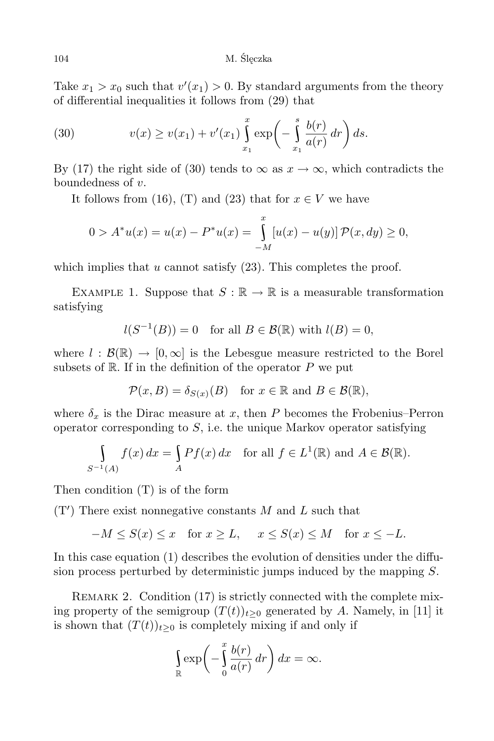Take $x_1 > x_0$ such that $v'(x_1) > 0$. By standard arguments from the theory of differential inequalities it follows from (29) that

$$v(x) \geq v(x_1) + v'(x_1) \int_{x_1}^{x} \exp\biggl(-\int_{x_1}^{s} \frac{b(r)}{a(r)}\, dr\biggr)\, ds. \tag{30}$$

By (17) the right side of (30) tends to $\infty$ as $x \to \infty$, which contradicts the boundedness of $v$.

It follows from (16), (T) and (23) that for $x \in V$ we have

$$0 > A^* u(x) = u(x) - P^* u(x) = \int_{-M}^{x} [u(x) - u(y)]\, \mathcal{P}(x, dy) \geq 0,$$

which implies that $u$ cannot satisfy (23). This completes the proof.

Example 1. Suppose that $S : \mathbb{R} \to \mathbb{R}$ is a measurable transformation satisfying

$$l(S^{-1}(B)) = 0 \quad \text{for all } B \in \mathcal{B}(\mathbb{R}) \text{ with } l(B) = 0,$$

where $l : \mathcal{B}(\mathbb{R}) \to [0, \infty]$ is the Lebesgue measure restricted to the Borel subsets of $\mathbb{R}$. If in the definition of the operator $P$ we put

$$\mathcal{P}(x, B) = \delta_{S(x)}(B) \quad \text{for } x \in \mathbb{R} \text{ and } B \in \mathcal{B}(\mathbb{R}),$$

where $\delta_x$ is the Dirac measure at $x$, then $P$ becomes the Frobenius–Perron operator corresponding to $S$, i.e. the unique Markov operator satisfying

$$\int_{S^{-1}(A)} f(x)\, dx = \int_{A} Pf(x)\, dx \quad \text{for all } f \in L^1(\mathbb{R}) \text{ and } A \in \mathcal{B}(\mathbb{R}).$$

Then condition (T) is of the form

(T$'$) There exist nonnegative constants $M$ and $L$ such that

$$-M \leq S(x) \leq x \quad \text{for } x \geq L, \qquad x \leq S(x) \leq M \quad \text{for } x \leq -L.$$

In this case equation (1) describes the evolution of densities under the diffusion process perturbed by deterministic jumps induced by the mapping $S$.

Remark 2. Condition (17) is strictly connected with the complete mixing property of the semigroup $(T(t))_{t \geq 0}$ generated by $A$. Namely, in [11] it is shown that $(T(t))_{t \geq 0}$ is completely mixing if and only if

$$\int_{\mathbb{R}} \exp\biggl(-\int_{0}^{x} \frac{b(r)}{a(r)}\, dr\biggr)\, dx = \infty.$$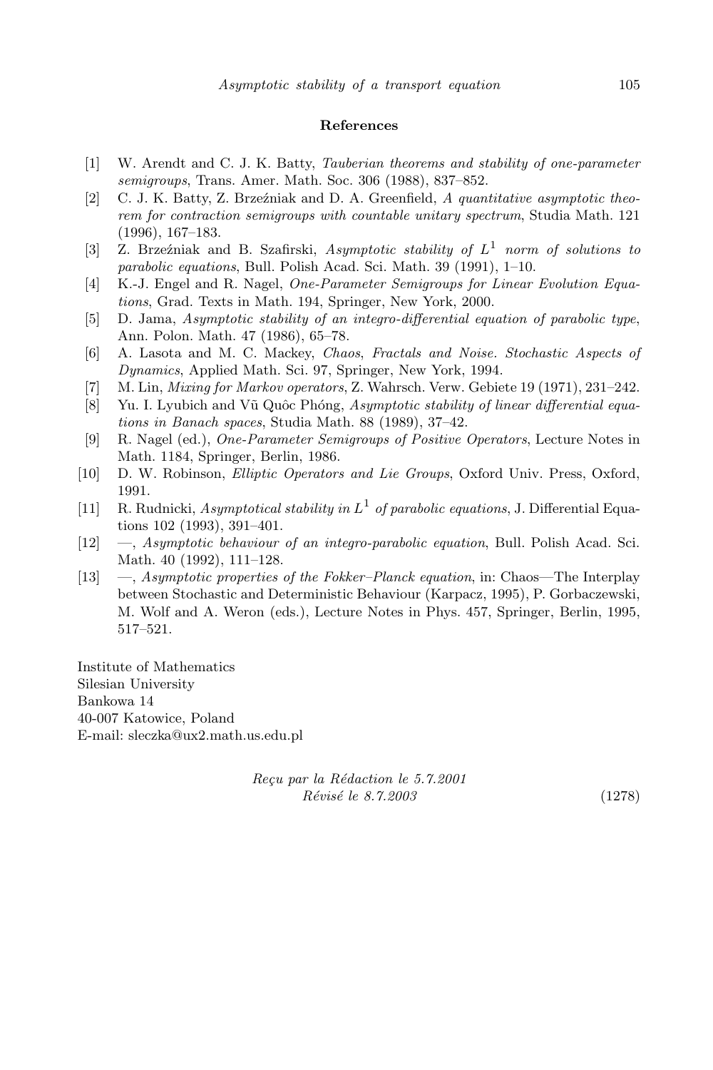## References

[1] W. Arendt and C. J. K. Batty, *Tauberian theorems and stability of one-parameter semigroups*, Trans. Amer. Math. Soc. 306 (1988), 837–852.

[2] C. J. K. Batty, Z. Brzeźniak and D. A. Greenfield, *A quantitative asymptotic theorem for contraction semigroups with countable unitary spectrum*, Studia Math. 121 (1996), 167–183.

[3] Z. Brzeźniak and B. Szafirski, *Asymptotic stability of $L^1$ norm of solutions to parabolic equations*, Bull. Polish Acad. Sci. Math. 39 (1991), 1–10.

[4] K.-J. Engel and R. Nagel, *One-Parameter Semigroups for Linear Evolution Equations*, Grad. Texts in Math. 194, Springer, New York, 2000.

[5] D. Jama, *Asymptotic stability of an integro-differential equation of parabolic type*, Ann. Polon. Math. 47 (1986), 65–78.

[6] A. Lasota and M. C. Mackey, *Chaos, Fractals and Noise. Stochastic Aspects of Dynamics*, Applied Math. Sci. 97, Springer, New York, 1994.

[7] M. Lin, *Mixing for Markov operators*, Z. Wahrsch. Verw. Gebiete 19 (1971), 231–242.

[8] Yu. I. Lyubich and Vũ Quôc Phóng, *Asymptotic stability of linear differential equations in Banach spaces*, Studia Math. 88 (1989), 37–42.

[9] R. Nagel (ed.), *One-Parameter Semigroups of Positive Operators*, Lecture Notes in Math. 1184, Springer, Berlin, 1986.

[10] D. W. Robinson, *Elliptic Operators and Lie Groups*, Oxford Univ. Press, Oxford, 1991.

[11] R. Rudnicki, *Asymptotical stability in $L^1$ of parabolic equations*, J. Differential Equations 102 (1993), 391–401.

[12] —, *Asymptotic behaviour of an integro-parabolic equation*, Bull. Polish Acad. Sci. Math. 40 (1992), 111–128.

[13] —, *Asymptotic properties of the Fokker–Planck equation*, in: Chaos—The Interplay between Stochastic and Deterministic Behaviour (Karpacz, 1995), P. Gorbaczewski, M. Wolf and A. Weron (eds.), Lecture Notes in Phys. 457, Springer, Berlin, 1995, 517–521.

Institute of Mathematics
Silesian University
Bankowa 14
40-007 Katowice, Poland
E-mail: sleczka@ux2.math.us.edu.pl

*Reçu par la Rédaction le 5.7.2001*
*Révisé le 8.7.2003* (1278)